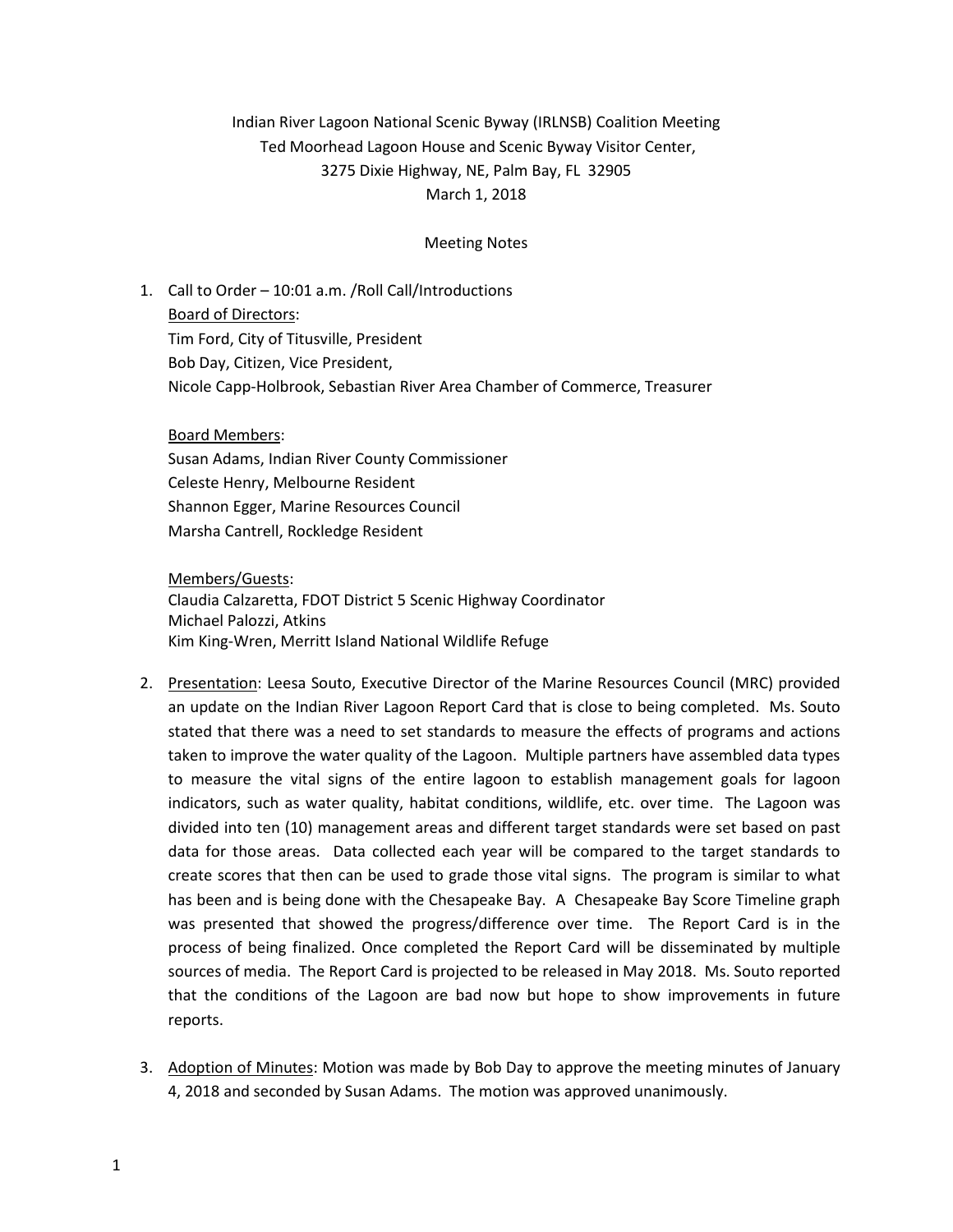Indian River Lagoon National Scenic Byway (IRLNSB) Coalition Meeting
Ted Moorhead Lagoon House and Scenic Byway Visitor Center,
3275 Dixie Highway, NE, Palm Bay, FL 32905
March 1, 2018

Meeting Notes

1. Call to Order – 10:01 a.m. /Roll Call/Introductions

   Board of Directors:
   Tim Ford, City of Titusville, President
   Bob Day, Citizen, Vice President,
   Nicole Capp-Holbrook, Sebastian River Area Chamber of Commerce, Treasurer

   Board Members:
   Susan Adams, Indian River County Commissioner
   Celeste Henry, Melbourne Resident
   Shannon Egger, Marine Resources Council
   Marsha Cantrell, Rockledge Resident

   Members/Guests:
   Claudia Calzaretta, FDOT District 5 Scenic Highway Coordinator
   Michael Palozzi, Atkins
   Kim King-Wren, Merritt Island National Wildlife Refuge

2. Presentation: Leesa Souto, Executive Director of the Marine Resources Council (MRC) provided an update on the Indian River Lagoon Report Card that is close to being completed. Ms. Souto stated that there was a need to set standards to measure the effects of programs and actions taken to improve the water quality of the Lagoon. Multiple partners have assembled data types to measure the vital signs of the entire lagoon to establish management goals for lagoon indicators, such as water quality, habitat conditions, wildlife, etc. over time. The Lagoon was divided into ten (10) management areas and different target standards were set based on past data for those areas. Data collected each year will be compared to the target standards to create scores that then can be used to grade those vital signs. The program is similar to what has been and is being done with the Chesapeake Bay. A Chesapeake Bay Score Timeline graph was presented that showed the progress/difference over time. The Report Card is in the process of being finalized. Once completed the Report Card will be disseminated by multiple sources of media. The Report Card is projected to be released in May 2018. Ms. Souto reported that the conditions of the Lagoon are bad now but hope to show improvements in future reports.

3. Adoption of Minutes: Motion was made by Bob Day to approve the meeting minutes of January 4, 2018 and seconded by Susan Adams. The motion was approved unanimously.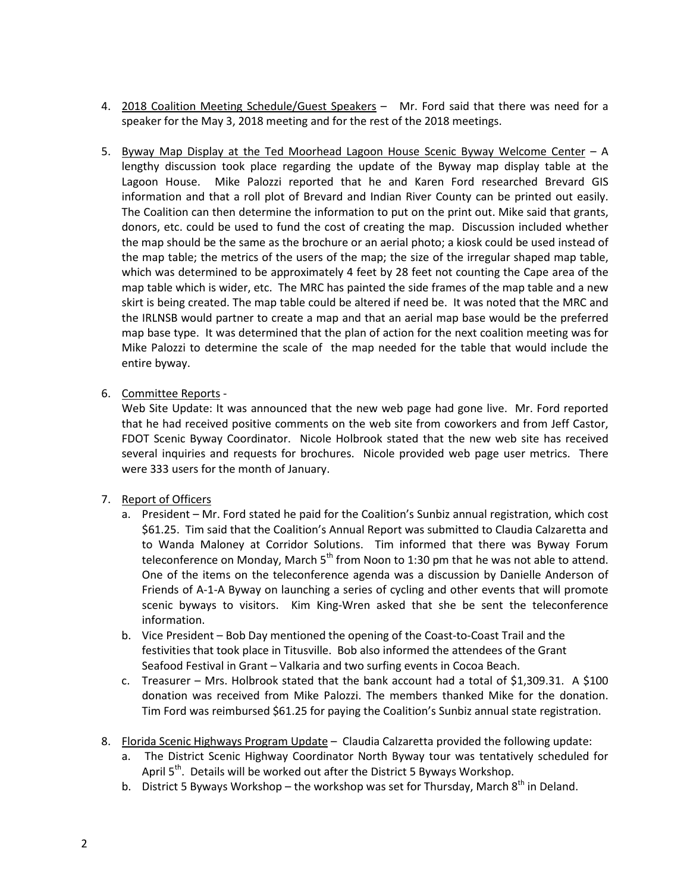4. <u>2018 Coalition Meeting Schedule/Guest Speakers</u> – Mr. Ford said that there was need for a speaker for the May 3, 2018 meeting and for the rest of the 2018 meetings.

5. <u>Byway Map Display at the Ted Moorhead Lagoon House Scenic Byway Welcome Center</u> – A lengthy discussion took place regarding the update of the Byway map display table at the Lagoon House. Mike Palozzi reported that he and Karen Ford researched Brevard GIS information and that a roll plot of Brevard and Indian River County can be printed out easily. The Coalition can then determine the information to put on the print out. Mike said that grants, donors, etc. could be used to fund the cost of creating the map. Discussion included whether the map should be the same as the brochure or an aerial photo; a kiosk could be used instead of the map table; the metrics of the users of the map; the size of the irregular shaped map table, which was determined to be approximately 4 feet by 28 feet not counting the Cape area of the map table which is wider, etc. The MRC has painted the side frames of the map table and a new skirt is being created. The map table could be altered if need be. It was noted that the MRC and the IRLNSB would partner to create a map and that an aerial map base would be the preferred map base type. It was determined that the plan of action for the next coalition meeting was for Mike Palozzi to determine the scale of the map needed for the table that would include the entire byway.

6. <u>Committee Reports</u> -
   Web Site Update: It was announced that the new web page had gone live. Mr. Ford reported that he had received positive comments on the web site from coworkers and from Jeff Castor, FDOT Scenic Byway Coordinator. Nicole Holbrook stated that the new web site has received several inquiries and requests for brochures. Nicole provided web page user metrics. There were 333 users for the month of January.

7. <u>Report of Officers</u>
   a. President – Mr. Ford stated he paid for the Coalition's Sunbiz annual registration, which cost \$61.25. Tim said that the Coalition's Annual Report was submitted to Claudia Calzaretta and to Wanda Maloney at Corridor Solutions. Tim informed that there was Byway Forum teleconference on Monday, March 5th from Noon to 1:30 pm that he was not able to attend. One of the items on the teleconference agenda was a discussion by Danielle Anderson of Friends of A-1-A Byway on launching a series of cycling and other events that will promote scenic byways to visitors. Kim King-Wren asked that she be sent the teleconference information.
   b. Vice President – Bob Day mentioned the opening of the Coast-to-Coast Trail and the festivities that took place in Titusville. Bob also informed the attendees of the Grant Seafood Festival in Grant – Valkaria and two surfing events in Cocoa Beach.
   c. Treasurer – Mrs. Holbrook stated that the bank account had a total of \$1,309.31. A \$100 donation was received from Mike Palozzi. The members thanked Mike for the donation. Tim Ford was reimbursed \$61.25 for paying the Coalition's Sunbiz annual state registration.

8. <u>Florida Scenic Highways Program Update</u> – Claudia Calzaretta provided the following update:
   a. The District Scenic Highway Coordinator North Byway tour was tentatively scheduled for April 5th. Details will be worked out after the District 5 Byways Workshop.
   b. District 5 Byways Workshop – the workshop was set for Thursday, March 8th in Deland.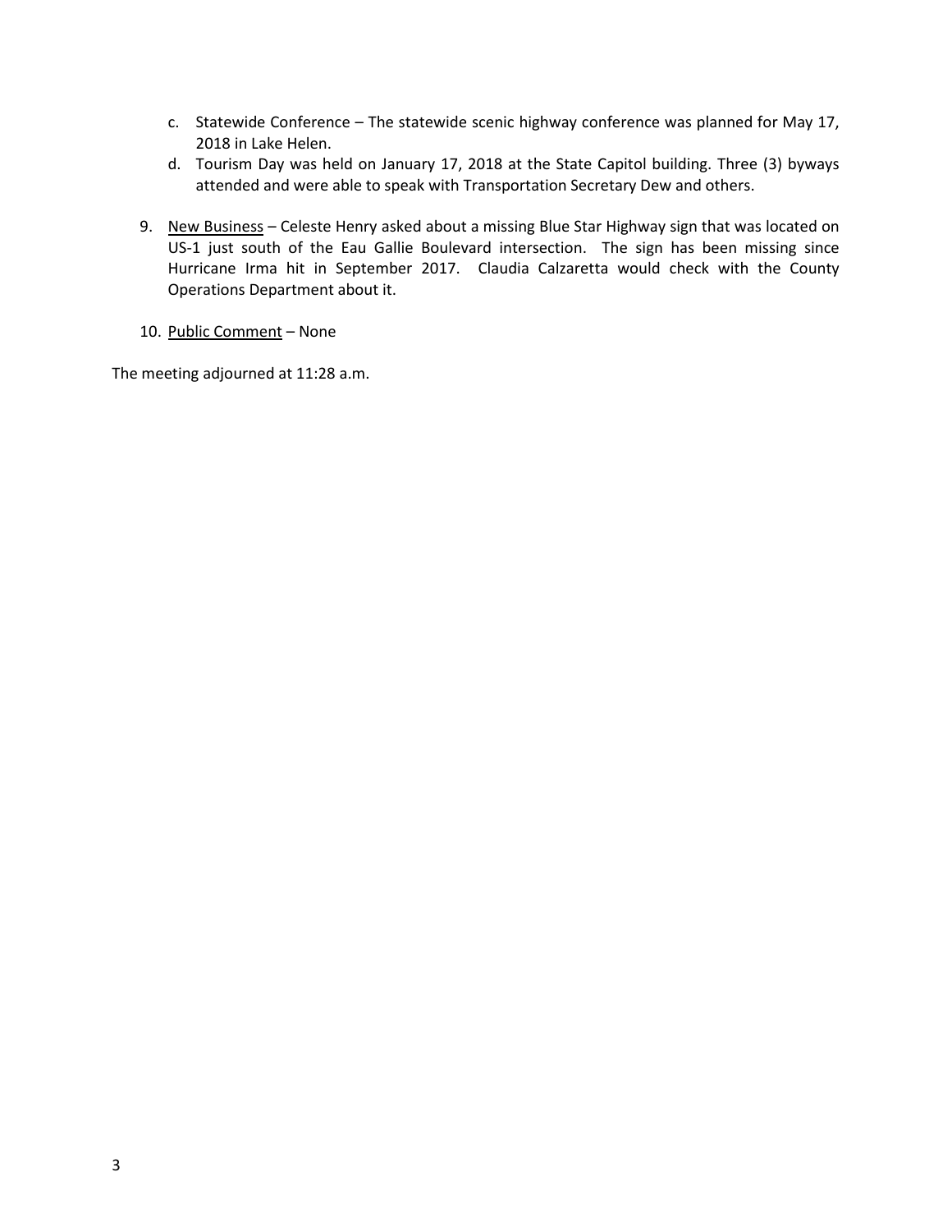c. Statewide Conference – The statewide scenic highway conference was planned for May 17, 2018 in Lake Helen.
d. Tourism Day was held on January 17, 2018 at the State Capitol building. Three (3) byways attended and were able to speak with Transportation Secretary Dew and others.

9. <u>New Business</u> – Celeste Henry asked about a missing Blue Star Highway sign that was located on US-1 just south of the Eau Gallie Boulevard intersection. The sign has been missing since Hurricane Irma hit in September 2017. Claudia Calzaretta would check with the County Operations Department about it.

10. <u>Public Comment</u> – None

The meeting adjourned at 11:28 a.m.